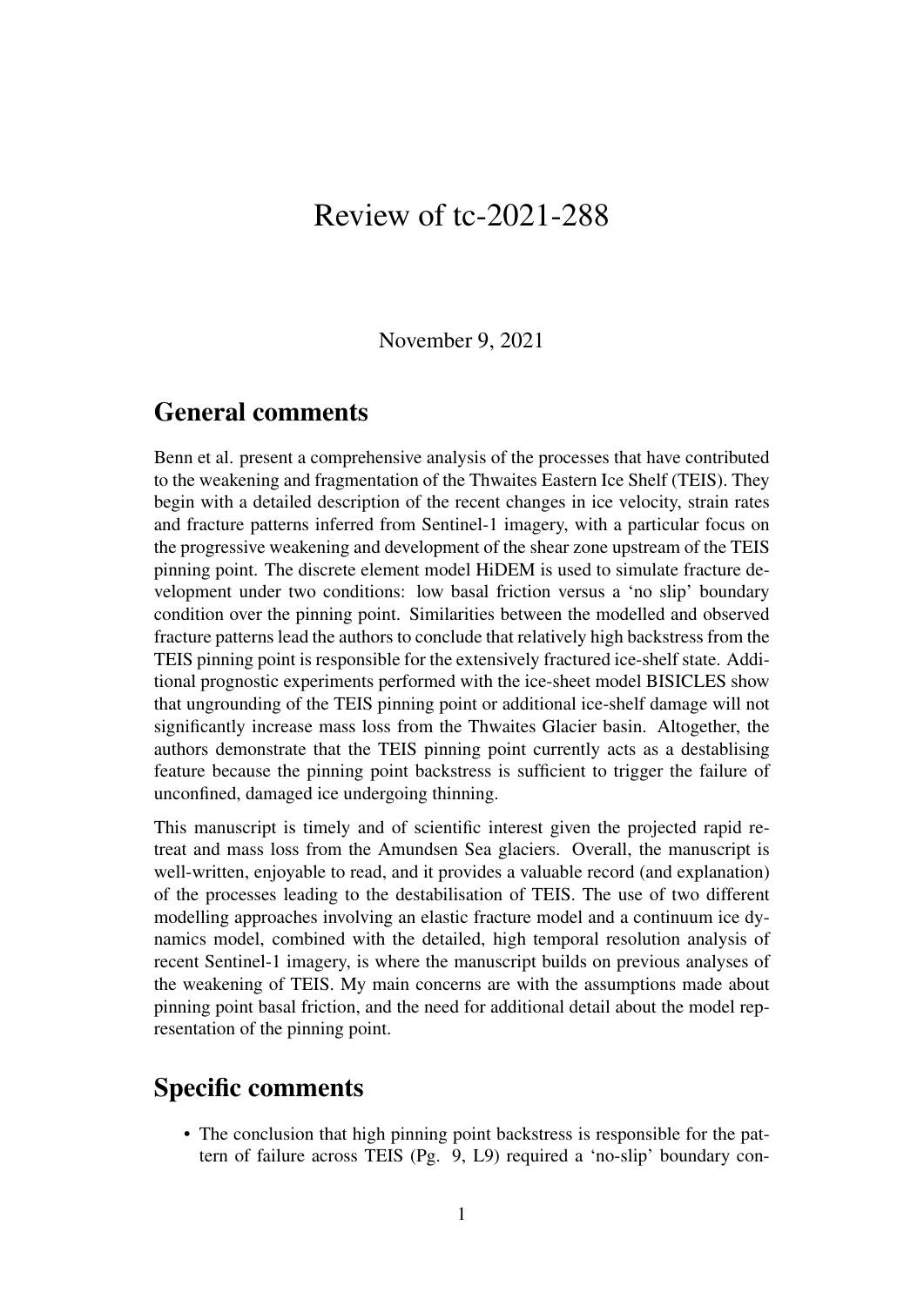# Review of tc-2021-288

November 9, 2021

## General comments

Benn et al. present a comprehensive analysis of the processes that have contributed to the weakening and fragmentation of the Thwaites Eastern Ice Shelf (TEIS). They begin with a detailed description of the recent changes in ice velocity, strain rates and fracture patterns inferred from Sentinel-1 imagery, with a particular focus on the progressive weakening and development of the shear zone upstream of the TEIS pinning point. The discrete element model HiDEM is used to simulate fracture development under two conditions: low basal friction versus a 'no slip' boundary condition over the pinning point. Similarities between the modelled and observed fracture patterns lead the authors to conclude that relatively high backstress from the TEIS pinning point is responsible for the extensively fractured ice-shelf state. Additional prognostic experiments performed with the ice-sheet model BISICLES show that ungrounding of the TEIS pinning point or additional ice-shelf damage will not significantly increase mass loss from the Thwaites Glacier basin. Altogether, the authors demonstrate that the TEIS pinning point currently acts as a destablising feature because the pinning point backstress is sufficient to trigger the failure of unconfined, damaged ice undergoing thinning.

This manuscript is timely and of scientific interest given the projected rapid retreat and mass loss from the Amundsen Sea glaciers. Overall, the manuscript is well-written, enjoyable to read, and it provides a valuable record (and explanation) of the processes leading to the destabilisation of TEIS. The use of two different modelling approaches involving an elastic fracture model and a continuum ice dynamics model, combined with the detailed, high temporal resolution analysis of recent Sentinel-1 imagery, is where the manuscript builds on previous analyses of the weakening of TEIS. My main concerns are with the assumptions made about pinning point basal friction, and the need for additional detail about the model representation of the pinning point.

## Specific comments

- The conclusion that high pinning point backstress is responsible for the pattern of failure across TEIS (Pg. 9, L9) required a 'no-slip' boundary con-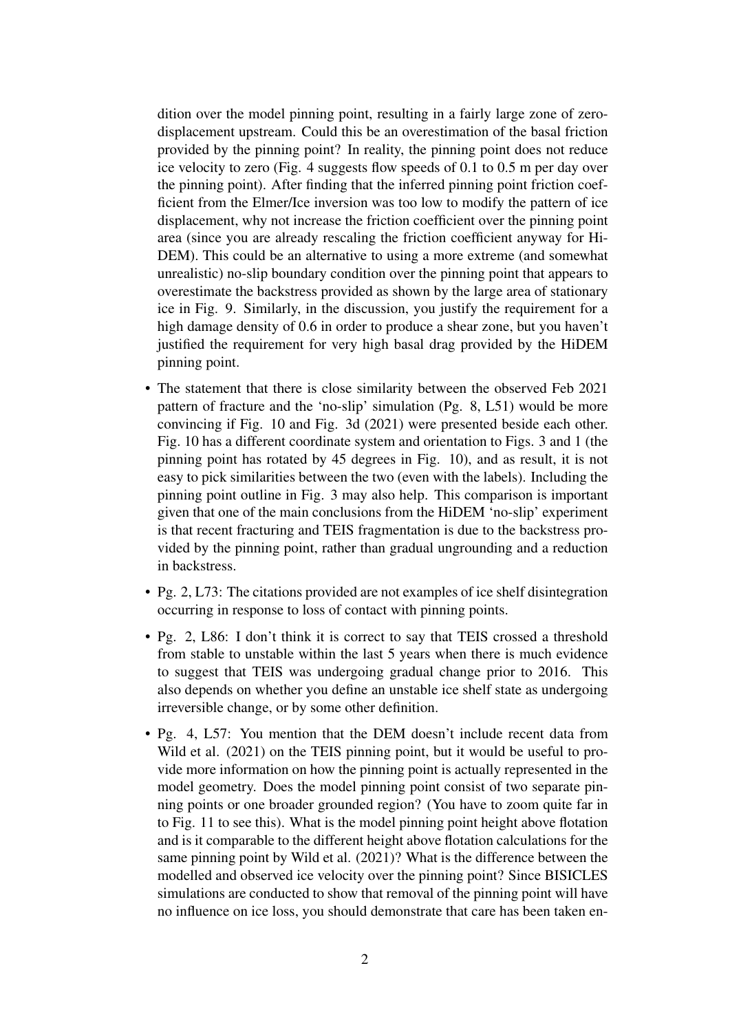dition over the model pinning point, resulting in a fairly large zone of zero-displacement upstream. Could this be an overestimation of the basal friction provided by the pinning point? In reality, the pinning point does not reduce ice velocity to zero (Fig. 4 suggests flow speeds of 0.1 to 0.5 m per day over the pinning point). After finding that the inferred pinning point friction coefficient from the Elmer/Ice inversion was too low to modify the pattern of ice displacement, why not increase the friction coefficient over the pinning point area (since you are already rescaling the friction coefficient anyway for HiDEM). This could be an alternative to using a more extreme (and somewhat unrealistic) no-slip boundary condition over the pinning point that appears to overestimate the backstress provided as shown by the large area of stationary ice in Fig. 9. Similarly, in the discussion, you justify the requirement for a high damage density of 0.6 in order to produce a shear zone, but you haven't justified the requirement for very high basal drag provided by the HiDEM pinning point.

- The statement that there is close similarity between the observed Feb 2021 pattern of fracture and the 'no-slip' simulation (Pg. 8, L51) would be more convincing if Fig. 10 and Fig. 3d (2021) were presented beside each other. Fig. 10 has a different coordinate system and orientation to Figs. 3 and 1 (the pinning point has rotated by 45 degrees in Fig. 10), and as result, it is not easy to pick similarities between the two (even with the labels). Including the pinning point outline in Fig. 3 may also help. This comparison is important given that one of the main conclusions from the HiDEM 'no-slip' experiment is that recent fracturing and TEIS fragmentation is due to the backstress provided by the pinning point, rather than gradual ungrounding and a reduction in backstress.
- Pg. 2, L73: The citations provided are not examples of ice shelf disintegration occurring in response to loss of contact with pinning points.
- Pg. 2, L86: I don't think it is correct to say that TEIS crossed a threshold from stable to unstable within the last 5 years when there is much evidence to suggest that TEIS was undergoing gradual change prior to 2016. This also depends on whether you define an unstable ice shelf state as undergoing irreversible change, or by some other definition.
- Pg. 4, L57: You mention that the DEM doesn't include recent data from Wild et al. (2021) on the TEIS pinning point, but it would be useful to provide more information on how the pinning point is actually represented in the model geometry. Does the model pinning point consist of two separate pinning points or one broader grounded region? (You have to zoom quite far in to Fig. 11 to see this). What is the model pinning point height above flotation and is it comparable to the different height above flotation calculations for the same pinning point by Wild et al. (2021)? What is the difference between the modelled and observed ice velocity over the pinning point? Since BISICLES simulations are conducted to show that removal of the pinning point will have no influence on ice loss, you should demonstrate that care has been taken en-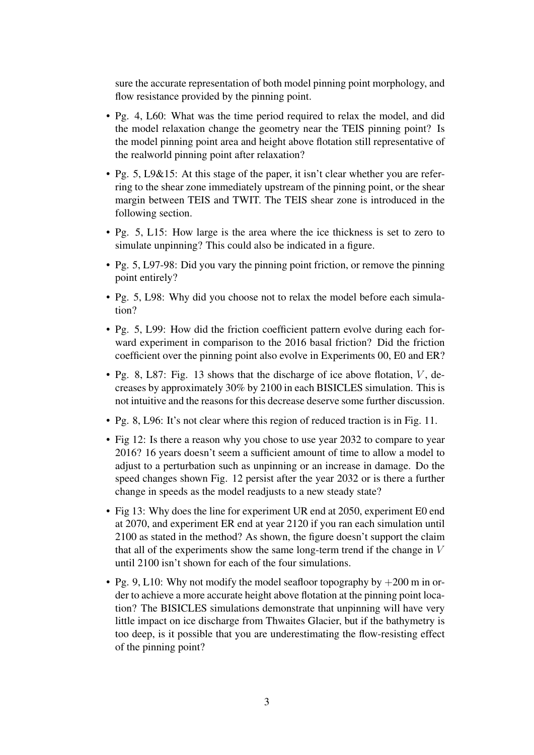sure the accurate representation of both model pinning point morphology, and flow resistance provided by the pinning point.

- Pg. 4, L60: What was the time period required to relax the model, and did the model relaxation change the geometry near the TEIS pinning point? Is the model pinning point area and height above flotation still representative of the realworld pinning point after relaxation?
- Pg. 5, L9&15: At this stage of the paper, it isn't clear whether you are referring to the shear zone immediately upstream of the pinning point, or the shear margin between TEIS and TWIT. The TEIS shear zone is introduced in the following section.
- Pg. 5, L15: How large is the area where the ice thickness is set to zero to simulate unpinning? This could also be indicated in a figure.
- Pg. 5, L97-98: Did you vary the pinning point friction, or remove the pinning point entirely?
- Pg. 5, L98: Why did you choose not to relax the model before each simulation?
- Pg. 5, L99: How did the friction coefficient pattern evolve during each forward experiment in comparison to the 2016 basal friction? Did the friction coefficient over the pinning point also evolve in Experiments 00, E0 and ER?
- Pg. 8, L87: Fig. 13 shows that the discharge of ice above flotation, $V$, decreases by approximately 30% by 2100 in each BISICLES simulation. This is not intuitive and the reasons for this decrease deserve some further discussion.
- Pg. 8, L96: It's not clear where this region of reduced traction is in Fig. 11.
- Fig 12: Is there a reason why you chose to use year 2032 to compare to year 2016? 16 years doesn't seem a sufficient amount of time to allow a model to adjust to a perturbation such as unpinning or an increase in damage. Do the speed changes shown Fig. 12 persist after the year 2032 or is there a further change in speeds as the model readjusts to a new steady state?
- Fig 13: Why does the line for experiment UR end at 2050, experiment E0 end at 2070, and experiment ER end at year 2120 if you ran each simulation until 2100 as stated in the method? As shown, the figure doesn't support the claim that all of the experiments show the same long-term trend if the change in $V$ until 2100 isn't shown for each of the four simulations.
- Pg. 9, L10: Why not modify the model seafloor topography by $+200$ m in order to achieve a more accurate height above flotation at the pinning point location? The BISICLES simulations demonstrate that unpinning will have very little impact on ice discharge from Thwaites Glacier, but if the bathymetry is too deep, is it possible that you are underestimating the flow-resisting effect of the pinning point?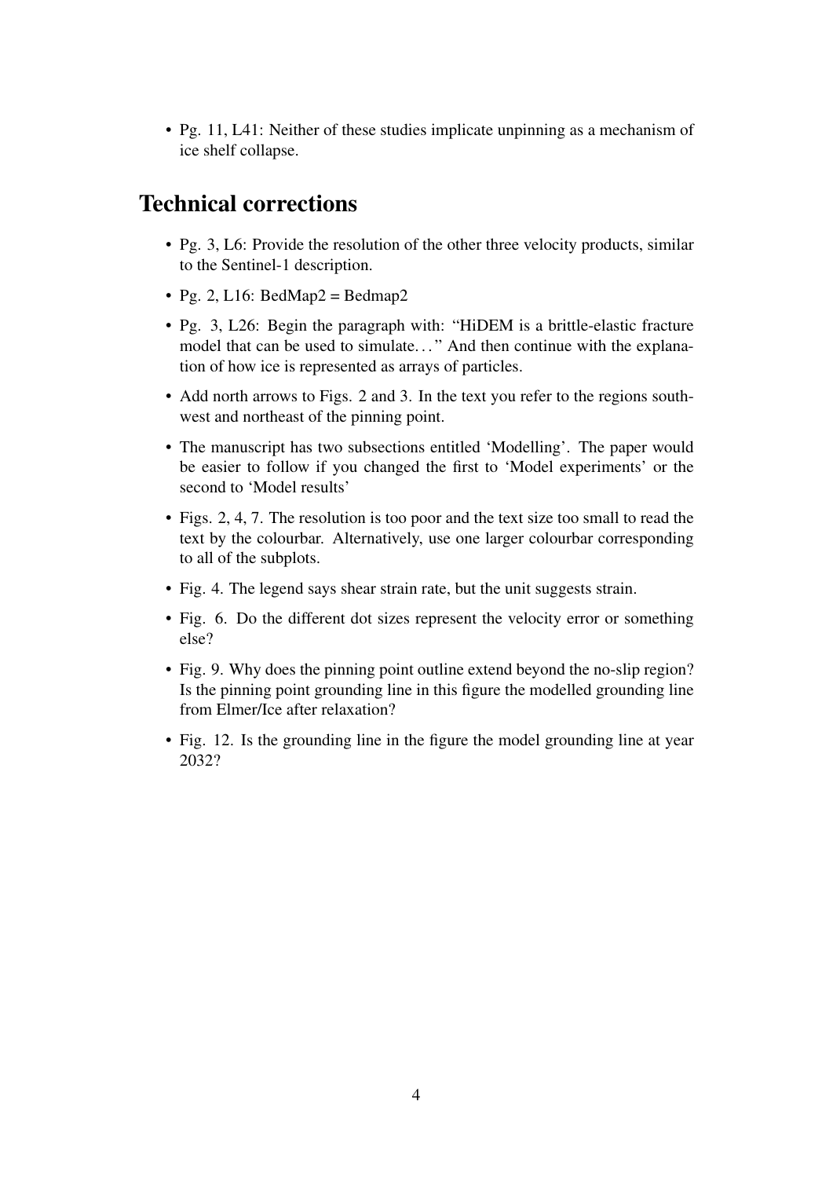- Pg. 11, L41: Neither of these studies implicate unpinning as a mechanism of ice shelf collapse.

## Technical corrections

- Pg. 3, L6: Provide the resolution of the other three velocity products, similar to the Sentinel-1 description.
- Pg. 2, L16: BedMap2 = Bedmap2
- Pg. 3, L26: Begin the paragraph with: "HiDEM is a brittle-elastic fracture model that can be used to simulate…" And then continue with the explanation of how ice is represented as arrays of particles.
- Add north arrows to Figs. 2 and 3. In the text you refer to the regions southwest and northeast of the pinning point.
- The manuscript has two subsections entitled 'Modelling'. The paper would be easier to follow if you changed the first to 'Model experiments' or the second to 'Model results'
- Figs. 2, 4, 7. The resolution is too poor and the text size too small to read the text by the colourbar. Alternatively, use one larger colourbar corresponding to all of the subplots.
- Fig. 4. The legend says shear strain rate, but the unit suggests strain.
- Fig. 6. Do the different dot sizes represent the velocity error or something else?
- Fig. 9. Why does the pinning point outline extend beyond the no-slip region? Is the pinning point grounding line in this figure the modelled grounding line from Elmer/Ice after relaxation?
- Fig. 12. Is the grounding line in the figure the model grounding line at year 2032?